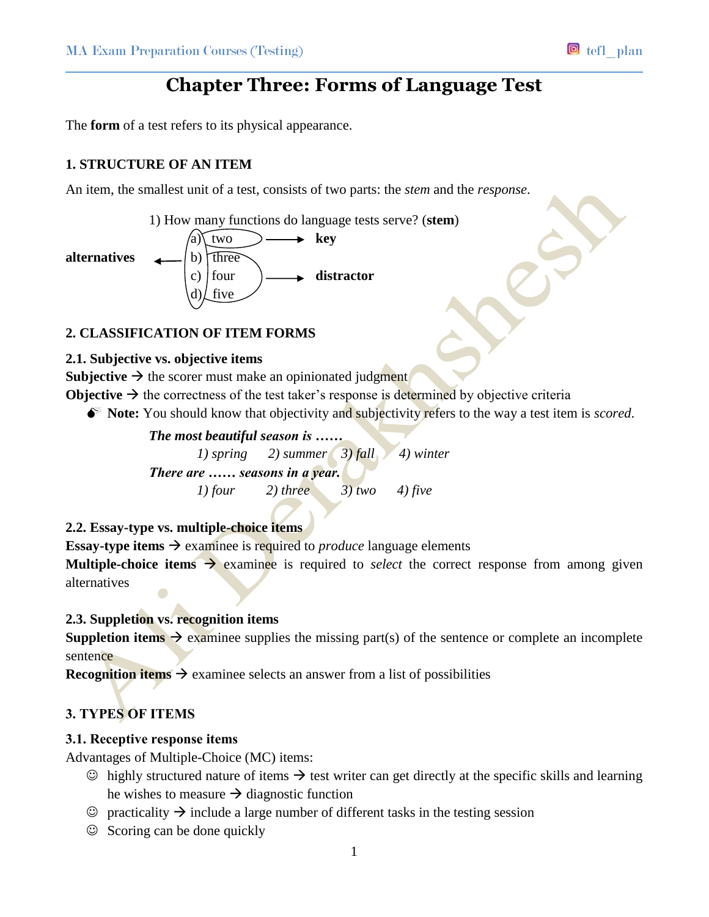# Chapter Three: Forms of Language Test

The **form** of a test refers to its physical appearance.

## 1. STRUCTURE OF AN ITEM

An item, the smallest unit of a test, consists of two parts: the *stem* and the *response*.

1) How many functions do language tests serve? (**stem**)

a) two → **key**
b) three
c) four → **distractor**
d) five

(a–d: **alternatives**)

## 2. CLASSIFICATION OF ITEM FORMS

### 2.1. Subjective vs. objective items

**Subjective** → the scorer must make an opinionated judgment
**Objective** → the correctness of the test taker's response is determined by objective criteria

- **Note:** You should know that objectivity and subjectivity refers to the way a test item is *scored*.

***The most beautiful season is ……***
*1) spring 2) summer 3) fall 4) winter*

***There are …… seasons in a year.***
*1) four 2) three 3) two 4) five*

### 2.2. Essay-type vs. multiple-choice items

**Essay-type items** → examinee is required to *produce* language elements
**Multiple-choice items** → examinee is required to *select* the correct response from among given alternatives

### 2.3. Suppletion vs. recognition items

**Suppletion items** → examinee supplies the missing part(s) of the sentence or complete an incomplete sentence
**Recognition items** → examinee selects an answer from a list of possibilities

## 3. TYPES OF ITEMS

### 3.1. Receptive response items

Advantages of Multiple-Choice (MC) items:

- ☺ highly structured nature of items → test writer can get directly at the specific skills and learning he wishes to measure → diagnostic function
- ☺ practicality → include a large number of different tasks in the testing session
- ☺ Scoring can be done quickly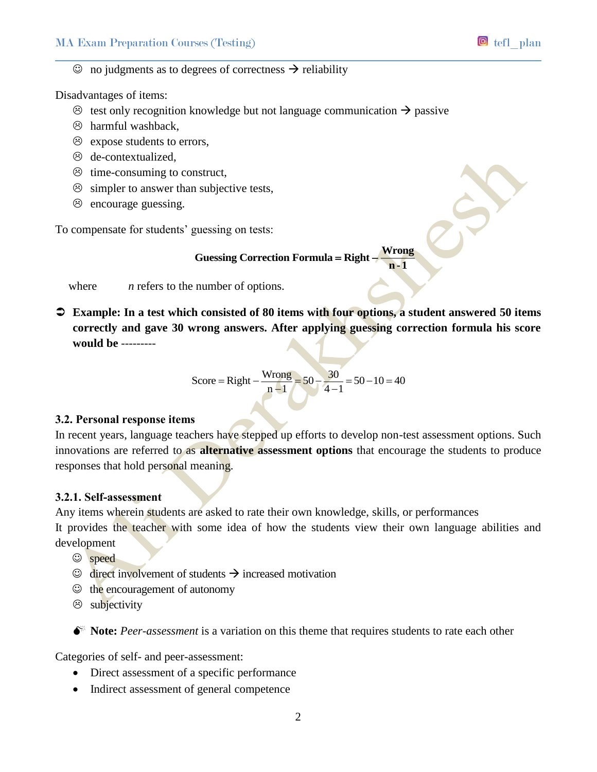☺ no judgments as to degrees of correctness → reliability

Disadvantages of items:

☹ test only recognition knowledge but not language communication → passive
☹ harmful washback,
☹ expose students to errors,
☹ de-contextualized,
☹ time-consuming to construct,
☹ simpler to answer than subjective tests,
☹ encourage guessing.

To compensate for students' guessing on tests:

$$\textbf{Guessing Correction Formula} = \textbf{Right} - \frac{\textbf{Wrong}}{\textbf{n - 1}}$$

where *n* refers to the number of options.

➲ **Example: In a test which consisted of 80 items with four options, a student answered 50 items correctly and gave 30 wrong answers. After applying guessing correction formula his score would be ---------**

$$\text{Score} = \text{Right} - \frac{\text{Wrong}}{\text{n} - 1} = 50 - \frac{30}{4 - 1} = 50 - 10 = 40$$

### 3.2. Personal response items

In recent years, language teachers have stepped up efforts to develop non-test assessment options. Such innovations are referred to as **alternative assessment options** that encourage the students to produce responses that hold personal meaning.

#### 3.2.1. Self-assessment

Any items wherein students are asked to rate their own knowledge, skills, or performances

It provides the teacher with some idea of how the students view their own language abilities and development

☺ speed
☺ direct involvement of students → increased motivation
☺ the encouragement of autonomy
☹ subjectivity

**Note:** *Peer-assessment* is a variation on this theme that requires students to rate each other

Categories of self- and peer-assessment:

- Direct assessment of a specific performance
- Indirect assessment of general competence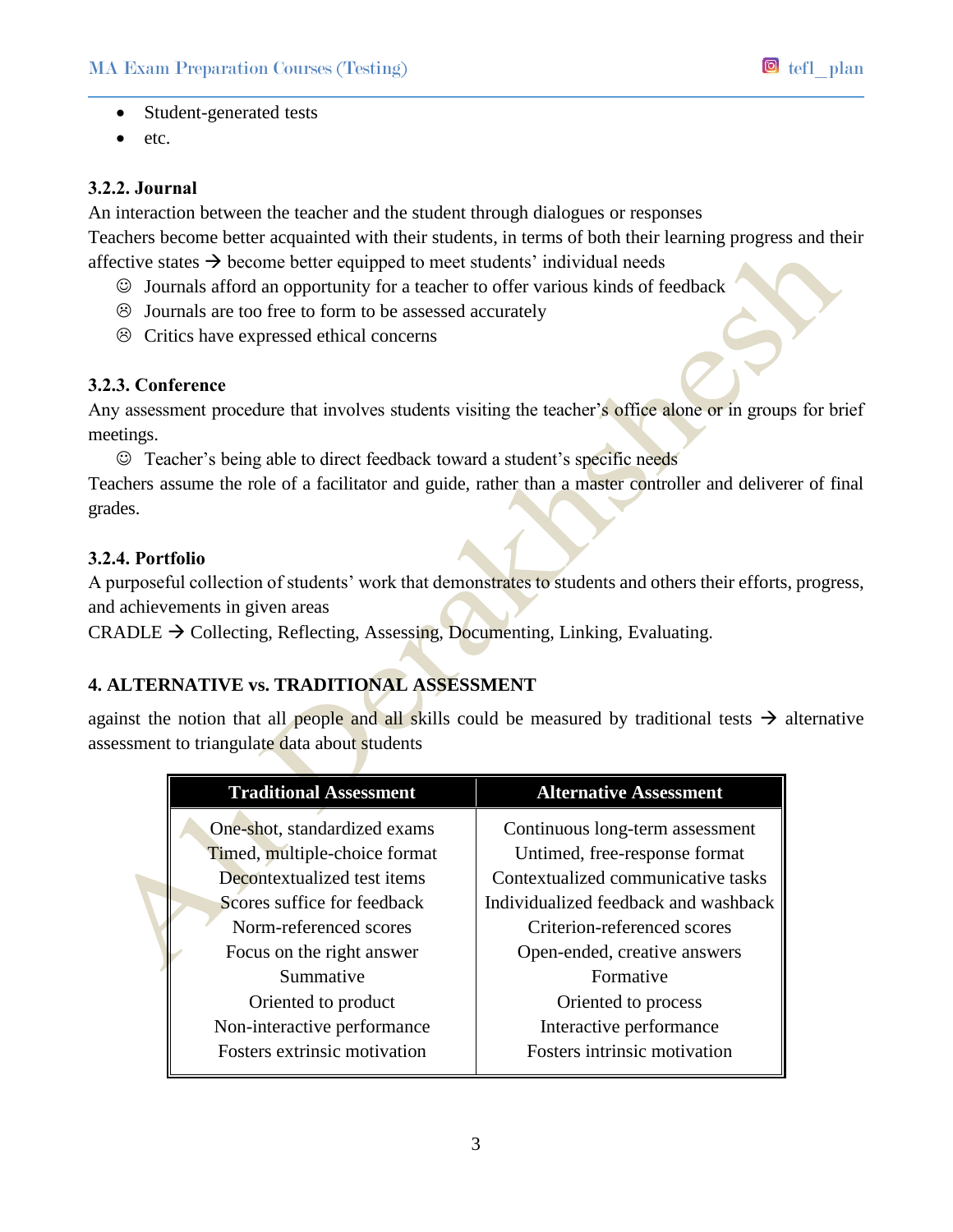- Student-generated tests
- etc.

### 3.2.2. Journal

An interaction between the teacher and the student through dialogues or responses

Teachers become better acquainted with their students, in terms of both their learning progress and their affective states → become better equipped to meet students' individual needs

- ☺ Journals afford an opportunity for a teacher to offer various kinds of feedback
- ☹ Journals are too free to form to be assessed accurately
- ☹ Critics have expressed ethical concerns

### 3.2.3. Conference

Any assessment procedure that involves students visiting the teacher's office alone or in groups for brief meetings.

- ☺ Teacher's being able to direct feedback toward a student's specific needs

Teachers assume the role of a facilitator and guide, rather than a master controller and deliverer of final grades.

### 3.2.4. Portfolio

A purposeful collection of students' work that demonstrates to students and others their efforts, progress, and achievements in given areas

CRADLE → Collecting, Reflecting, Assessing, Documenting, Linking, Evaluating.

## 4. ALTERNATIVE vs. TRADITIONAL ASSESSMENT

against the notion that all people and all skills could be measured by traditional tests → alternative assessment to triangulate data about students

| Traditional Assessment | Alternative Assessment |
|---|---|
| One-shot, standardized exams | Continuous long-term assessment |
| Timed, multiple-choice format | Untimed, free-response format |
| Decontextualized test items | Contextualized communicative tasks |
| Scores suffice for feedback | Individualized feedback and washback |
| Norm-referenced scores | Criterion-referenced scores |
| Focus on the right answer | Open-ended, creative answers |
| Summative | Formative |
| Oriented to product | Oriented to process |
| Non-interactive performance | Interactive performance |
| Fosters extrinsic motivation | Fosters intrinsic motivation |